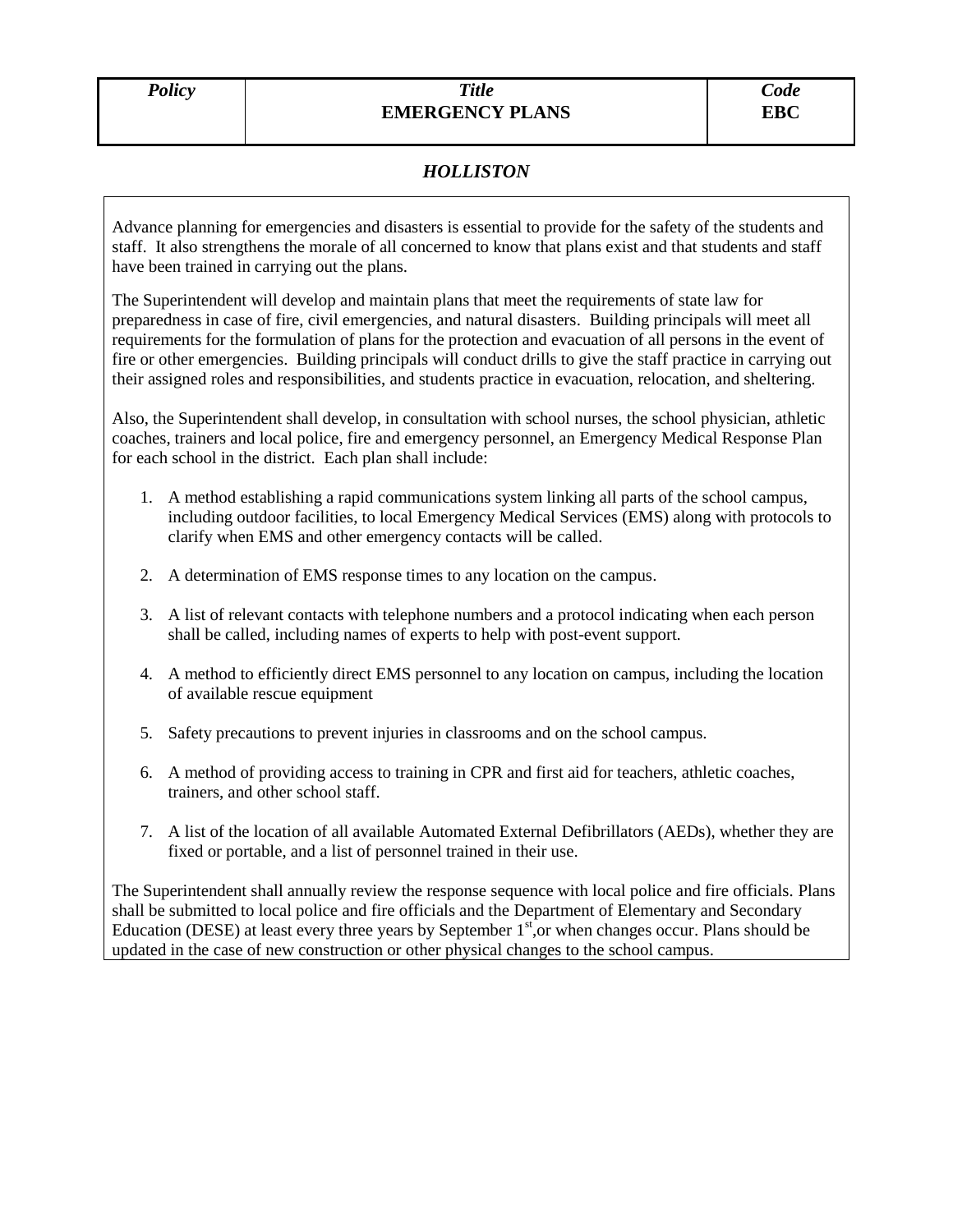| Policy | Title<br>**EMERGENCY PLANS** | Code<br>**EBC** |
|---|---|---|

***HOLLISTON***

Advance planning for emergencies and disasters is essential to provide for the safety of the students and staff. It also strengthens the morale of all concerned to know that plans exist and that students and staff have been trained in carrying out the plans.

The Superintendent will develop and maintain plans that meet the requirements of state law for preparedness in case of fire, civil emergencies, and natural disasters. Building principals will meet all requirements for the formulation of plans for the protection and evacuation of all persons in the event of fire or other emergencies. Building principals will conduct drills to give the staff practice in carrying out their assigned roles and responsibilities, and students practice in evacuation, relocation, and sheltering.

Also, the Superintendent shall develop, in consultation with school nurses, the school physician, athletic coaches, trainers and local police, fire and emergency personnel, an Emergency Medical Response Plan for each school in the district. Each plan shall include:

1. A method establishing a rapid communications system linking all parts of the school campus, including outdoor facilities, to local Emergency Medical Services (EMS) along with protocols to clarify when EMS and other emergency contacts will be called.

2. A determination of EMS response times to any location on the campus.

3. A list of relevant contacts with telephone numbers and a protocol indicating when each person shall be called, including names of experts to help with post-event support.

4. A method to efficiently direct EMS personnel to any location on campus, including the location of available rescue equipment

5. Safety precautions to prevent injuries in classrooms and on the school campus.

6. A method of providing access to training in CPR and first aid for teachers, athletic coaches, trainers, and other school staff.

7. A list of the location of all available Automated External Defibrillators (AEDs), whether they are fixed or portable, and a list of personnel trained in their use.

The Superintendent shall annually review the response sequence with local police and fire officials. Plans shall be submitted to local police and fire officials and the Department of Elementary and Secondary Education (DESE) at least every three years by September 1st, or when changes occur. Plans should be updated in the case of new construction or other physical changes to the school campus.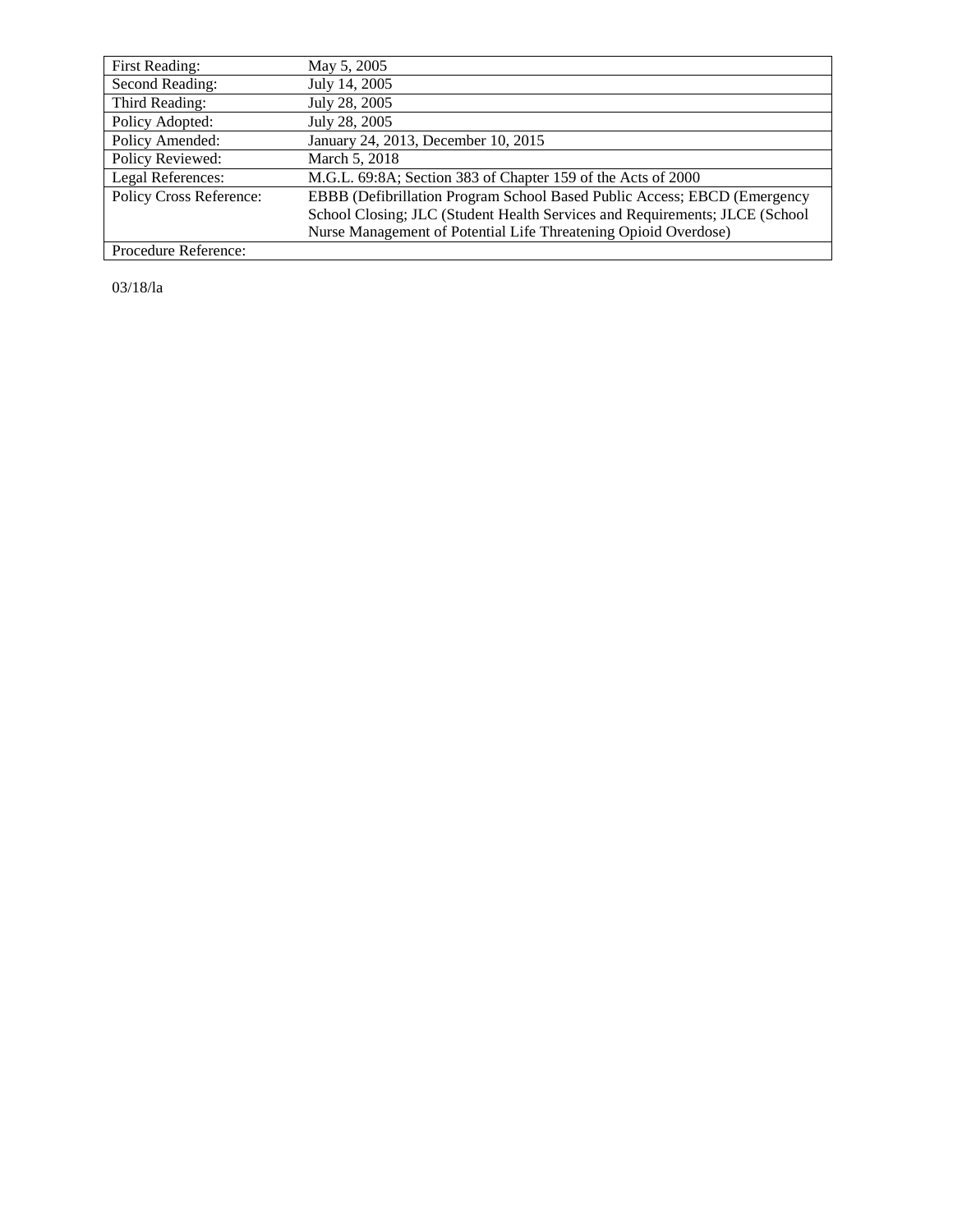| | |
|---|---|
| First Reading: | May 5, 2005 |
| Second Reading: | July 14, 2005 |
| Third Reading: | July 28, 2005 |
| Policy Adopted: | July 28, 2005 |
| Policy Amended: | January 24, 2013, December 10, 2015 |
| Policy Reviewed: | March 5, 2018 |
| Legal References: | M.G.L. 69:8A; Section 383 of Chapter 159 of the Acts of 2000 |
| Policy Cross Reference: | EBBB (Defibrillation Program School Based Public Access; EBCD (Emergency School Closing; JLC (Student Health Services and Requirements; JLCE (School Nurse Management of Potential Life Threatening Opioid Overdose) |
| Procedure Reference: | |

03/18/la